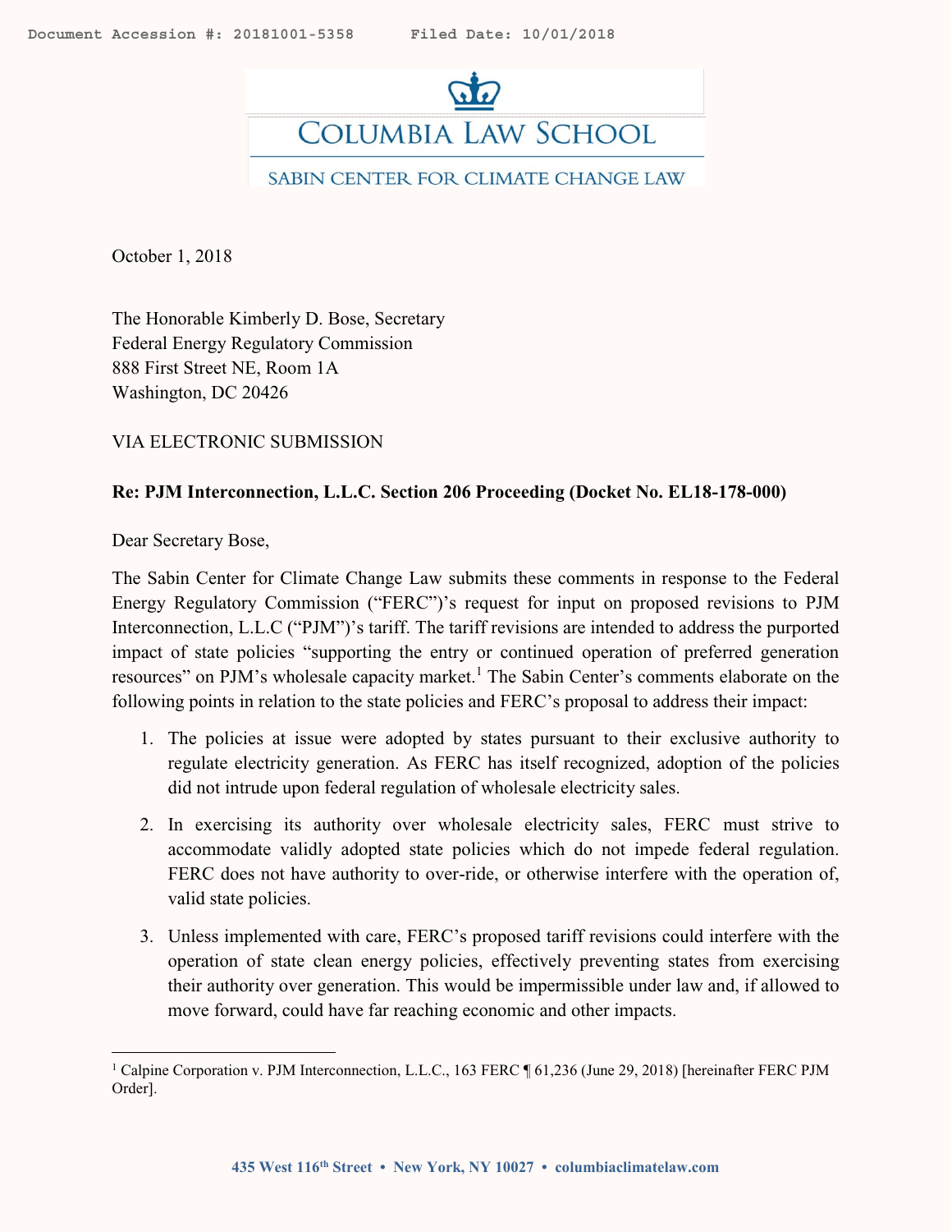Document Accession #: 20181001-5358 Filed Date: 10/01/2018

COLUMBIA LAW SCHOOL

SABIN CENTER FOR CLIMATE CHANGE LAW

October 1, 2018

The Honorable Kimberly D. Bose, Secretary
Federal Energy Regulatory Commission
888 First Street NE, Room 1A
Washington, DC 20426

VIA ELECTRONIC SUBMISSION

**Re: PJM Interconnection, L.L.C. Section 206 Proceeding (Docket No. EL18-178-000)**

Dear Secretary Bose,

The Sabin Center for Climate Change Law submits these comments in response to the Federal Energy Regulatory Commission ("FERC")'s request for input on proposed revisions to PJM Interconnection, L.L.C ("PJM")'s tariff. The tariff revisions are intended to address the purported impact of state policies "supporting the entry or continued operation of preferred generation resources" on PJM's wholesale capacity market.[1] The Sabin Center's comments elaborate on the following points in relation to the state policies and FERC's proposal to address their impact:

1. The policies at issue were adopted by states pursuant to their exclusive authority to regulate electricity generation. As FERC has itself recognized, adoption of the policies did not intrude upon federal regulation of wholesale electricity sales.

2. In exercising its authority over wholesale electricity sales, FERC must strive to accommodate validly adopted state policies which do not impede federal regulation. FERC does not have authority to over-ride, or otherwise interfere with the operation of, valid state policies.

3. Unless implemented with care, FERC's proposed tariff revisions could interfere with the operation of state clean energy policies, effectively preventing states from exercising their authority over generation. This would be impermissible under law and, if allowed to move forward, could have far reaching economic and other impacts.

[1] Calpine Corporation v. PJM Interconnection, L.L.C., 163 FERC ¶ 61,236 (June 29, 2018) [hereinafter FERC PJM Order].

435 West 116th Street • New York, NY 10027 • columbiaclimatelaw.com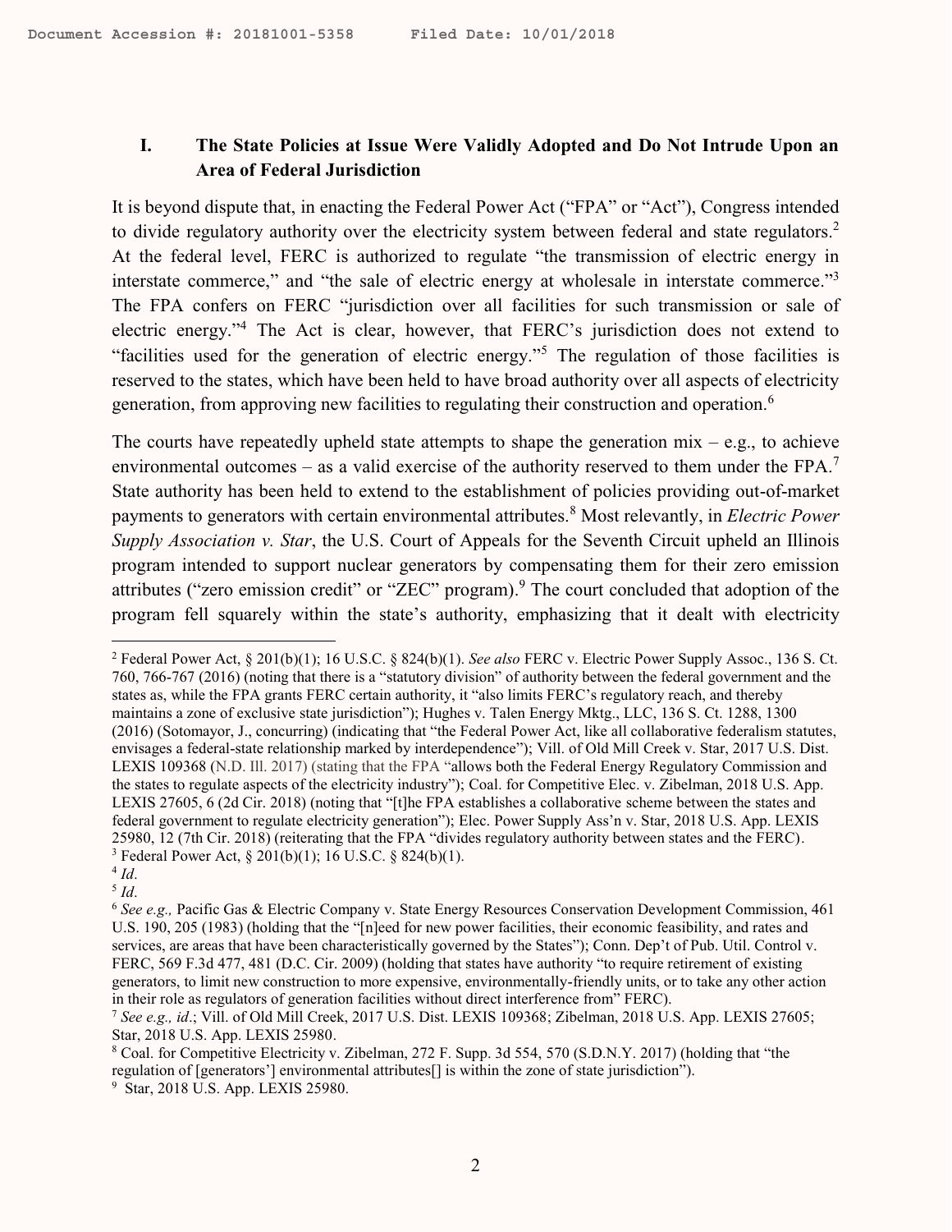## I. The State Policies at Issue Were Validly Adopted and Do Not Intrude Upon an Area of Federal Jurisdiction

It is beyond dispute that, in enacting the Federal Power Act ("FPA" or "Act"), Congress intended to divide regulatory authority over the electricity system between federal and state regulators.[2] At the federal level, FERC is authorized to regulate "the transmission of electric energy in interstate commerce," and "the sale of electric energy at wholesale in interstate commerce."[3] The FPA confers on FERC "jurisdiction over all facilities for such transmission or sale of electric energy."[4] The Act is clear, however, that FERC's jurisdiction does not extend to "facilities used for the generation of electric energy."[5] The regulation of those facilities is reserved to the states, which have been held to have broad authority over all aspects of electricity generation, from approving new facilities to regulating their construction and operation.[6]

The courts have repeatedly upheld state attempts to shape the generation mix – e.g., to achieve environmental outcomes – as a valid exercise of the authority reserved to them under the FPA.[7] State authority has been held to extend to the establishment of policies providing out-of-market payments to generators with certain environmental attributes.[8] Most relevantly, in *Electric Power Supply Association v. Star*, the U.S. Court of Appeals for the Seventh Circuit upheld an Illinois program intended to support nuclear generators by compensating them for their zero emission attributes ("zero emission credit" or "ZEC" program).[9] The court concluded that adoption of the program fell squarely within the state's authority, emphasizing that it dealt with electricity

---

[2] Federal Power Act, § 201(b)(1); 16 U.S.C. § 824(b)(1). *See also* FERC v. Electric Power Supply Assoc., 136 S. Ct. 760, 766-767 (2016) (noting that there is a "statutory division" of authority between the federal government and the states as, while the FPA grants FERC certain authority, it "also limits FERC's regulatory reach, and thereby maintains a zone of exclusive state jurisdiction"); Hughes v. Talen Energy Mktg., LLC, 136 S. Ct. 1288, 1300 (2016) (Sotomayor, J., concurring) (indicating that "the Federal Power Act, like all collaborative federalism statutes, envisages a federal-state relationship marked by interdependence"); Vill. of Old Mill Creek v. Star, 2017 U.S. Dist. LEXIS 109368 (N.D. Ill. 2017) (stating that the FPA "allows both the Federal Energy Regulatory Commission and the states to regulate aspects of the electricity industry"); Coal. for Competitive Elec. v. Zibelman, 2018 U.S. App. LEXIS 27605, 6 (2d Cir. 2018) (noting that "[t]he FPA establishes a collaborative scheme between the states and federal government to regulate electricity generation"); Elec. Power Supply Ass'n v. Star, 2018 U.S. App. LEXIS 25980, 12 (7th Cir. 2018) (reiterating that the FPA "divides regulatory authority between states and the FERC).

[3] Federal Power Act, § 201(b)(1); 16 U.S.C. § 824(b)(1).

[4] *Id*.

[5] *Id*.

[6] *See e.g.,* Pacific Gas & Electric Company v. State Energy Resources Conservation Development Commission, 461 U.S. 190, 205 (1983) (holding that the "[n]eed for new power facilities, their economic feasibility, and rates and services, are areas that have been characteristically governed by the States"); Conn. Dep't of Pub. Util. Control v. FERC, 569 F.3d 477, 481 (D.C. Cir. 2009) (holding that states have authority "to require retirement of existing generators, to limit new construction to more expensive, environmentally-friendly units, or to take any other action in their role as regulators of generation facilities without direct interference from" FERC).

[7] *See e.g., id*.; Vill. of Old Mill Creek, 2017 U.S. Dist. LEXIS 109368; Zibelman, 2018 U.S. App. LEXIS 27605; Star, 2018 U.S. App. LEXIS 25980.

[8] Coal. for Competitive Electricity v. Zibelman, 272 F. Supp. 3d 554, 570 (S.D.N.Y. 2017) (holding that "the regulation of [generators'] environmental attributes[] is within the zone of state jurisdiction").

[9] Star, 2018 U.S. App. LEXIS 25980.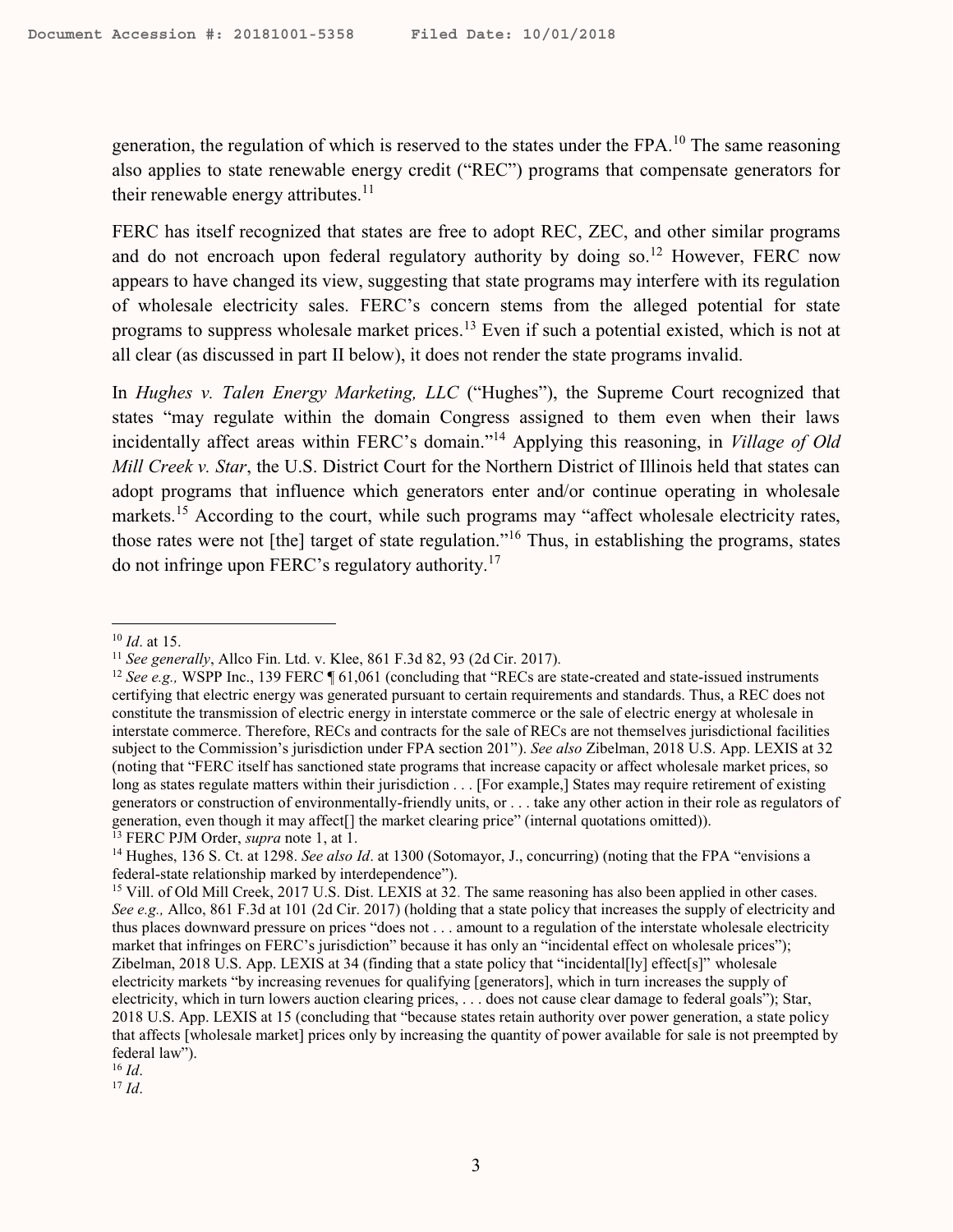generation, the regulation of which is reserved to the states under the FPA.[10] The same reasoning also applies to state renewable energy credit ("REC") programs that compensate generators for their renewable energy attributes.[11]

FERC has itself recognized that states are free to adopt REC, ZEC, and other similar programs and do not encroach upon federal regulatory authority by doing so.[12] However, FERC now appears to have changed its view, suggesting that state programs may interfere with its regulation of wholesale electricity sales. FERC's concern stems from the alleged potential for state programs to suppress wholesale market prices.[13] Even if such a potential existed, which is not at all clear (as discussed in part II below), it does not render the state programs invalid.

In *Hughes v. Talen Energy Marketing, LLC* ("Hughes"), the Supreme Court recognized that states "may regulate within the domain Congress assigned to them even when their laws incidentally affect areas within FERC's domain."[14] Applying this reasoning, in *Village of Old Mill Creek v. Star*, the U.S. District Court for the Northern District of Illinois held that states can adopt programs that influence which generators enter and/or continue operating in wholesale markets.[15] According to the court, while such programs may "affect wholesale electricity rates, those rates were not [the] target of state regulation."[16] Thus, in establishing the programs, states do not infringe upon FERC's regulatory authority.[17]

---

[10] *Id*. at 15.

[11] *See generally*, Allco Fin. Ltd. v. Klee, 861 F.3d 82, 93 (2d Cir. 2017).

[12] *See e.g.,* WSPP Inc., 139 FERC ¶ 61,061 (concluding that "RECs are state-created and state-issued instruments certifying that electric energy was generated pursuant to certain requirements and standards. Thus, a REC does not constitute the transmission of electric energy in interstate commerce or the sale of electric energy at wholesale in interstate commerce. Therefore, RECs and contracts for the sale of RECs are not themselves jurisdictional facilities subject to the Commission's jurisdiction under FPA section 201"). *See also* Zibelman, 2018 U.S. App. LEXIS at 32 (noting that "FERC itself has sanctioned state programs that increase capacity or affect wholesale market prices, so long as states regulate matters within their jurisdiction . . . [For example,] States may require retirement of existing generators or construction of environmentally-friendly units, or . . . take any other action in their role as regulators of generation, even though it may affect[] the market clearing price" (internal quotations omitted)).

[13] FERC PJM Order, *supra* note 1, at 1.

[14] Hughes, 136 S. Ct. at 1298. *See also Id*. at 1300 (Sotomayor, J., concurring) (noting that the FPA "envisions a federal-state relationship marked by interdependence").

[15] Vill. of Old Mill Creek, 2017 U.S. Dist. LEXIS at 32. The same reasoning has also been applied in other cases. *See e.g.,* Allco, 861 F.3d at 101 (2d Cir. 2017) (holding that a state policy that increases the supply of electricity and thus places downward pressure on prices "does not . . . amount to a regulation of the interstate wholesale electricity market that infringes on FERC's jurisdiction" because it has only an "incidental effect on wholesale prices"); Zibelman, 2018 U.S. App. LEXIS at 34 (finding that a state policy that "incidental[ly] effect[s]" wholesale electricity markets "by increasing revenues for qualifying [generators], which in turn increases the supply of electricity, which in turn lowers auction clearing prices, . . . does not cause clear damage to federal goals"); Star, 2018 U.S. App. LEXIS at 15 (concluding that "because states retain authority over power generation, a state policy that affects [wholesale market] prices only by increasing the quantity of power available for sale is not preempted by federal law").

[16] *Id*.

[17] *Id*.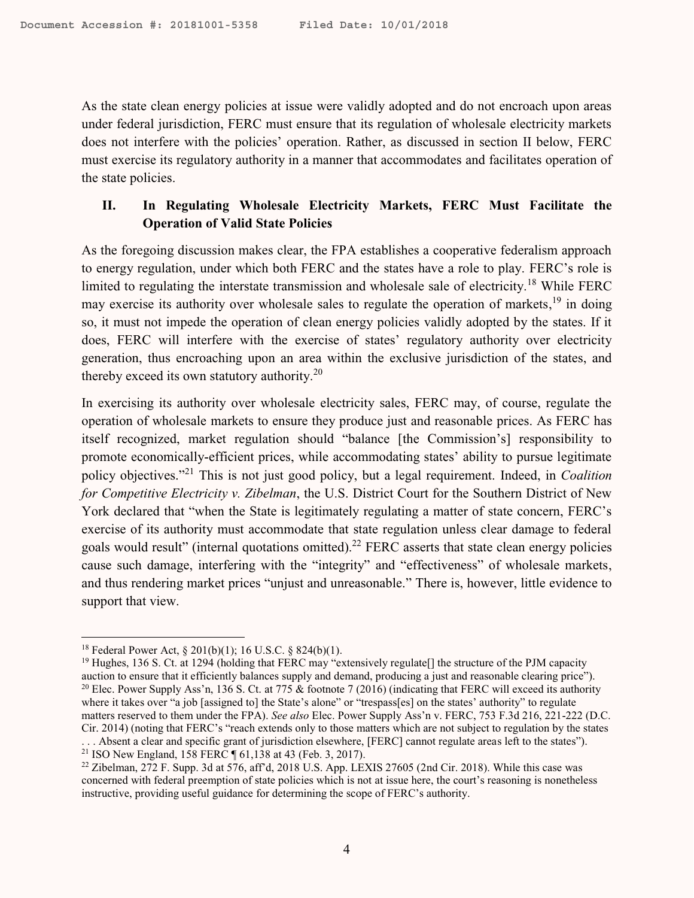As the state clean energy policies at issue were validly adopted and do not encroach upon areas under federal jurisdiction, FERC must ensure that its regulation of wholesale electricity markets does not interfere with the policies' operation. Rather, as discussed in section II below, FERC must exercise its regulatory authority in a manner that accommodates and facilitates operation of the state policies.

## II. In Regulating Wholesale Electricity Markets, FERC Must Facilitate the Operation of Valid State Policies

As the foregoing discussion makes clear, the FPA establishes a cooperative federalism approach to energy regulation, under which both FERC and the states have a role to play. FERC's role is limited to regulating the interstate transmission and wholesale sale of electricity.[18] While FERC may exercise its authority over wholesale sales to regulate the operation of markets,[19] in doing so, it must not impede the operation of clean energy policies validly adopted by the states. If it does, FERC will interfere with the exercise of states' regulatory authority over electricity generation, thus encroaching upon an area within the exclusive jurisdiction of the states, and thereby exceed its own statutory authority.[20]

In exercising its authority over wholesale electricity sales, FERC may, of course, regulate the operation of wholesale markets to ensure they produce just and reasonable prices. As FERC has itself recognized, market regulation should "balance [the Commission's] responsibility to promote economically-efficient prices, while accommodating states' ability to pursue legitimate policy objectives."[21] This is not just good policy, but a legal requirement. Indeed, in *Coalition for Competitive Electricity v. Zibelman*, the U.S. District Court for the Southern District of New York declared that "when the State is legitimately regulating a matter of state concern, FERC's exercise of its authority must accommodate that state regulation unless clear damage to federal goals would result" (internal quotations omitted).[22] FERC asserts that state clean energy policies cause such damage, interfering with the "integrity" and "effectiveness" of wholesale markets, and thus rendering market prices "unjust and unreasonable." There is, however, little evidence to support that view.

---

[18] Federal Power Act, § 201(b)(1); 16 U.S.C. § 824(b)(1).

[19] Hughes, 136 S. Ct. at 1294 (holding that FERC may "extensively regulate[] the structure of the PJM capacity auction to ensure that it efficiently balances supply and demand, producing a just and reasonable clearing price").

[20] Elec. Power Supply Ass'n, 136 S. Ct. at 775 & footnote 7 (2016) (indicating that FERC will exceed its authority where it takes over "a job [assigned to] the State's alone" or "trespass[es] on the states' authority" to regulate matters reserved to them under the FPA). *See also* Elec. Power Supply Ass'n v. FERC, 753 F.3d 216, 221-222 (D.C. Cir. 2014) (noting that FERC's "reach extends only to those matters which are not subject to regulation by the states . . . Absent a clear and specific grant of jurisdiction elsewhere, [FERC] cannot regulate areas left to the states").

[21] ISO New England, 158 FERC ¶ 61,138 at 43 (Feb. 3, 2017).

[22] Zibelman, 272 F. Supp. 3d at 576, aff'd, 2018 U.S. App. LEXIS 27605 (2nd Cir. 2018). While this case was concerned with federal preemption of state policies which is not at issue here, the court's reasoning is nonetheless instructive, providing useful guidance for determining the scope of FERC's authority.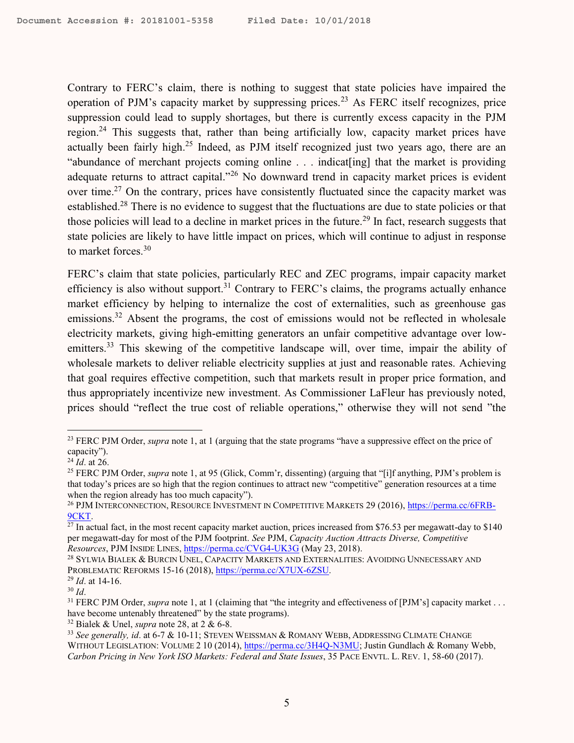Contrary to FERC's claim, there is nothing to suggest that state policies have impaired the operation of PJM's capacity market by suppressing prices.[23] As FERC itself recognizes, price suppression could lead to supply shortages, but there is currently excess capacity in the PJM region.[24] This suggests that, rather than being artificially low, capacity market prices have actually been fairly high.[25] Indeed, as PJM itself recognized just two years ago, there are an "abundance of merchant projects coming online . . . indicat[ing] that the market is providing adequate returns to attract capital."[26] No downward trend in capacity market prices is evident over time.[27] On the contrary, prices have consistently fluctuated since the capacity market was established.[28] There is no evidence to suggest that the fluctuations are due to state policies or that those policies will lead to a decline in market prices in the future.[29] In fact, research suggests that state policies are likely to have little impact on prices, which will continue to adjust in response to market forces.[30]

FERC's claim that state policies, particularly REC and ZEC programs, impair capacity market efficiency is also without support.[31] Contrary to FERC's claims, the programs actually enhance market efficiency by helping to internalize the cost of externalities, such as greenhouse gas emissions.[32] Absent the programs, the cost of emissions would not be reflected in wholesale electricity markets, giving high-emitting generators an unfair competitive advantage over low-emitters.[33] This skewing of the competitive landscape will, over time, impair the ability of wholesale markets to deliver reliable electricity supplies at just and reasonable rates. Achieving that goal requires effective competition, such that markets result in proper price formation, and thus appropriately incentivize new investment. As Commissioner LaFleur has previously noted, prices should "reflect the true cost of reliable operations," otherwise they will not send "the

---

[23] FERC PJM Order, *supra* note 1, at 1 (arguing that the state programs "have a suppressive effect on the price of capacity").

[24] *Id*. at 26.

[25] FERC PJM Order, *supra* note 1, at 95 (Glick, Comm'r, dissenting) (arguing that "[i]f anything, PJM's problem is that today's prices are so high that the region continues to attract new "competitive" generation resources at a time when the region already has too much capacity").

[26] PJM INTERCONNECTION, RESOURCE INVESTMENT IN COMPETITIVE MARKETS 29 (2016), https://perma.cc/6FRB-9CKT.

[27] In actual fact, in the most recent capacity market auction, prices increased from $76.53 per megawatt-day to $140 per megawatt-day for most of the PJM footprint. *See* PJM, *Capacity Auction Attracts Diverse, Competitive Resources*, PJM INSIDE LINES, https://perma.cc/CVG4-UK3G (May 23, 2018).

[28] SYLWIA BIALEK & BURCIN UNEL, CAPACITY MARKETS AND EXTERNALITIES: AVOIDING UNNECESSARY AND PROBLEMATIC REFORMS 15-16 (2018), https://perma.cc/X7UX-6ZSU.

[29] *Id*. at 14-16.

[30] *Id*.

[31] FERC PJM Order, *supra* note 1, at 1 (claiming that "the integrity and effectiveness of [PJM's] capacity market . . . have become untenably threatened" by the state programs).

[32] Bialek & Unel, *supra* note 28, at 2 & 6-8.

[33] *See generally*, *id*. at 6-7 & 10-11; STEVEN WEISSMAN & ROMANY WEBB, ADDRESSING CLIMATE CHANGE WITHOUT LEGISLATION: VOLUME 2 10 (2014), https://perma.cc/3H4Q-N3MU; Justin Gundlach & Romany Webb, *Carbon Pricing in New York ISO Markets: Federal and State Issues*, 35 PACE ENVTL. L. REV. 1, 58-60 (2017).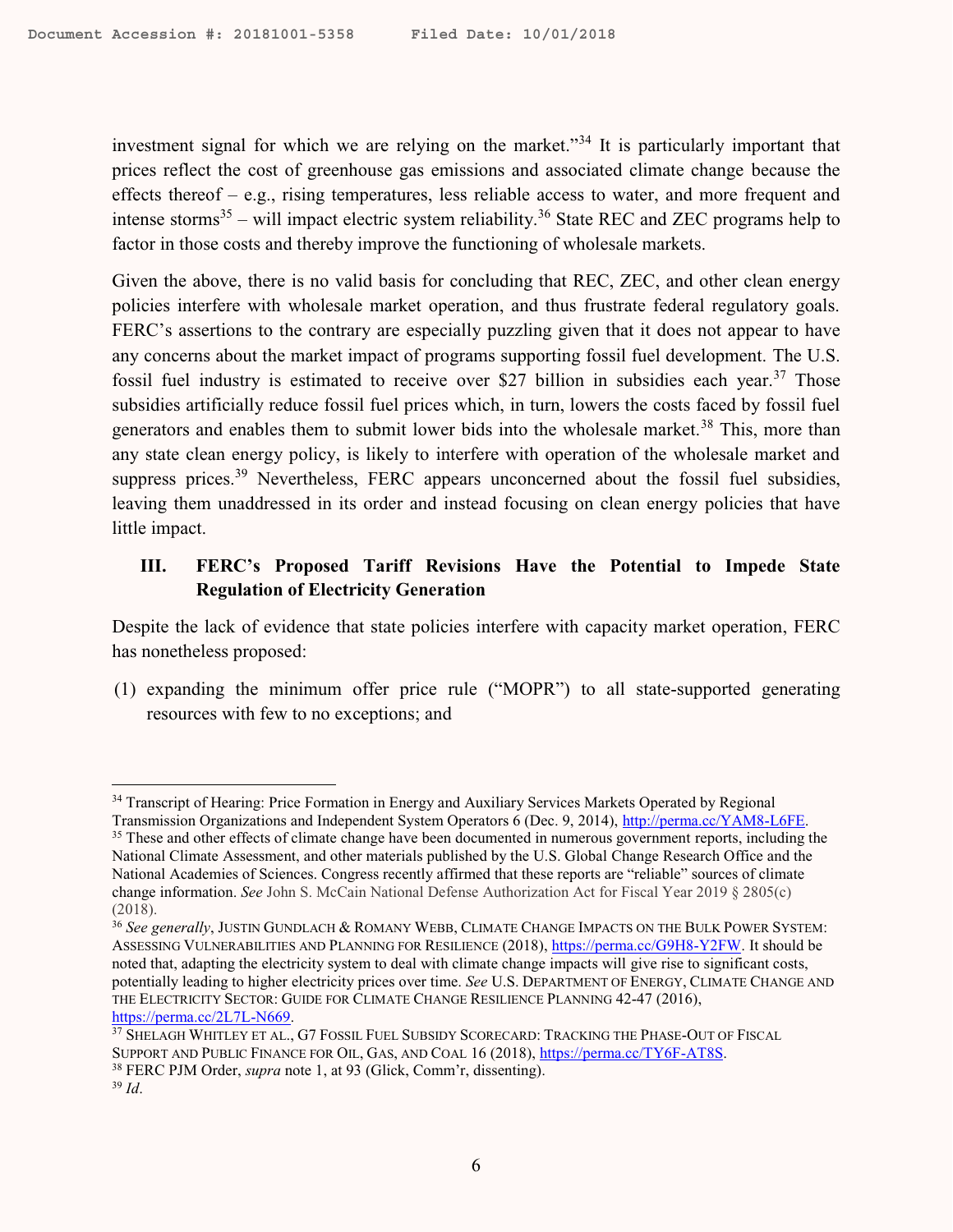investment signal for which we are relying on the market."[34] It is particularly important that prices reflect the cost of greenhouse gas emissions and associated climate change because the effects thereof – e.g., rising temperatures, less reliable access to water, and more frequent and intense storms[35] – will impact electric system reliability.[36] State REC and ZEC programs help to factor in those costs and thereby improve the functioning of wholesale markets.

Given the above, there is no valid basis for concluding that REC, ZEC, and other clean energy policies interfere with wholesale market operation, and thus frustrate federal regulatory goals. FERC's assertions to the contrary are especially puzzling given that it does not appear to have any concerns about the market impact of programs supporting fossil fuel development. The U.S. fossil fuel industry is estimated to receive over $27 billion in subsidies each year.[37] Those subsidies artificially reduce fossil fuel prices which, in turn, lowers the costs faced by fossil fuel generators and enables them to submit lower bids into the wholesale market.[38] This, more than any state clean energy policy, is likely to interfere with operation of the wholesale market and suppress prices.[39] Nevertheless, FERC appears unconcerned about the fossil fuel subsidies, leaving them unaddressed in its order and instead focusing on clean energy policies that have little impact.

## III. FERC's Proposed Tariff Revisions Have the Potential to Impede State Regulation of Electricity Generation

Despite the lack of evidence that state policies interfere with capacity market operation, FERC has nonetheless proposed:

(1) expanding the minimum offer price rule ("MOPR") to all state-supported generating resources with few to no exceptions; and

---

[34] Transcript of Hearing: Price Formation in Energy and Auxiliary Services Markets Operated by Regional Transmission Organizations and Independent System Operators 6 (Dec. 9, 2014), http://perma.cc/YAM8-L6FE.

[35] These and other effects of climate change have been documented in numerous government reports, including the National Climate Assessment, and other materials published by the U.S. Global Change Research Office and the National Academies of Sciences. Congress recently affirmed that these reports are "reliable" sources of climate change information. *See* John S. McCain National Defense Authorization Act for Fiscal Year 2019 § 2805(c) (2018).

[36] *See generally*, JUSTIN GUNDLACH & ROMANY WEBB, CLIMATE CHANGE IMPACTS ON THE BULK POWER SYSTEM: ASSESSING VULNERABILITIES AND PLANNING FOR RESILIENCE (2018), https://perma.cc/G9H8-Y2FW. It should be noted that, adapting the electricity system to deal with climate change impacts will give rise to significant costs, potentially leading to higher electricity prices over time. *See* U.S. DEPARTMENT OF ENERGY, CLIMATE CHANGE AND THE ELECTRICITY SECTOR: GUIDE FOR CLIMATE CHANGE RESILIENCE PLANNING 42-47 (2016), https://perma.cc/2L7L-N669.

[37] SHELAGH WHITLEY ET AL., G7 FOSSIL FUEL SUBSIDY SCORECARD: TRACKING THE PHASE-OUT OF FISCAL SUPPORT AND PUBLIC FINANCE FOR OIL, GAS, AND COAL 16 (2018), https://perma.cc/TY6F-AT8S.

[38] FERC PJM Order, *supra* note 1, at 93 (Glick, Comm'r, dissenting).

[39] *Id*.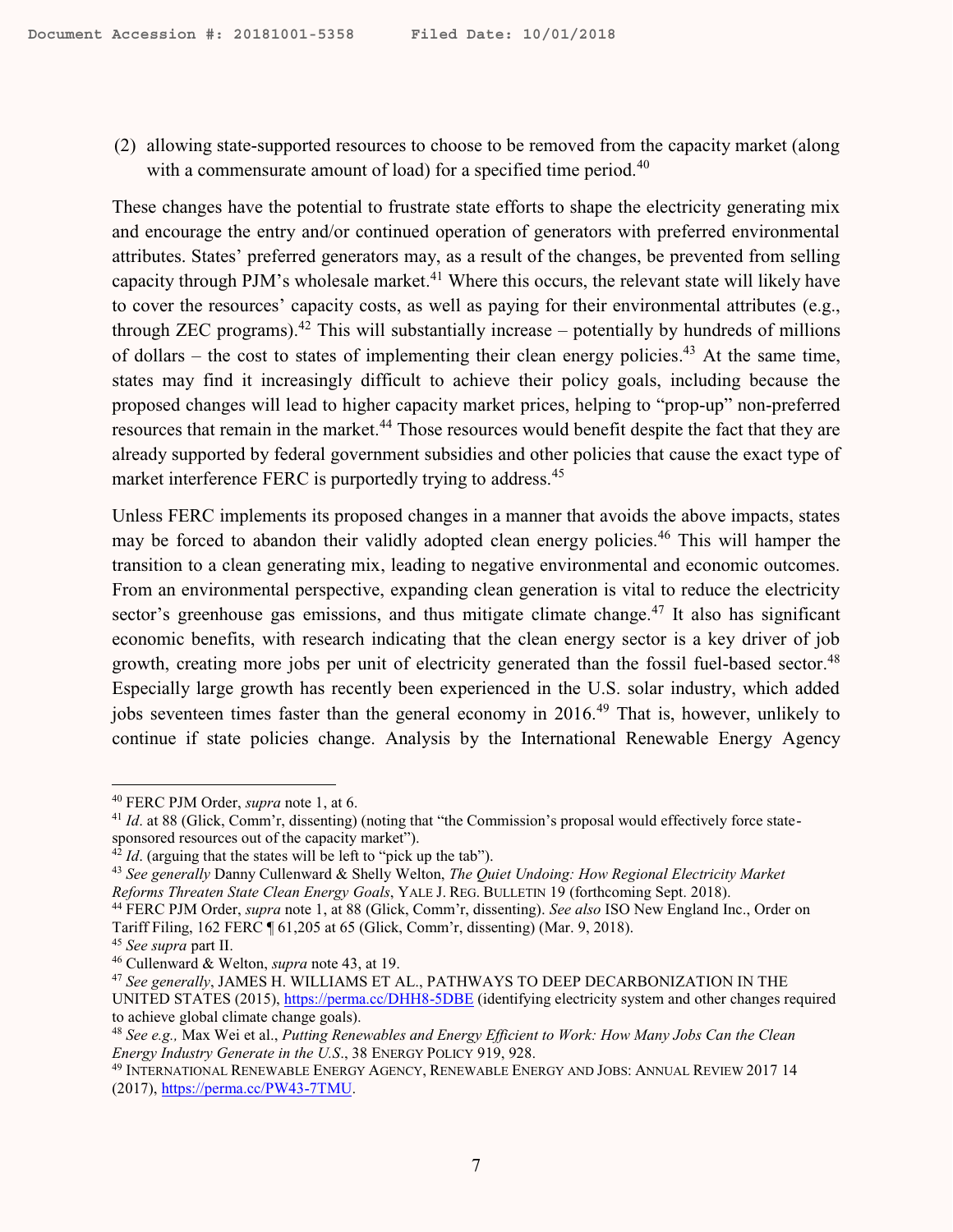(2) allowing state-supported resources to choose to be removed from the capacity market (along with a commensurate amount of load) for a specified time period.[40]

These changes have the potential to frustrate state efforts to shape the electricity generating mix and encourage the entry and/or continued operation of generators with preferred environmental attributes. States' preferred generators may, as a result of the changes, be prevented from selling capacity through PJM's wholesale market.[41] Where this occurs, the relevant state will likely have to cover the resources' capacity costs, as well as paying for their environmental attributes (e.g., through ZEC programs).[42] This will substantially increase – potentially by hundreds of millions of dollars – the cost to states of implementing their clean energy policies.[43] At the same time, states may find it increasingly difficult to achieve their policy goals, including because the proposed changes will lead to higher capacity market prices, helping to "prop-up" non-preferred resources that remain in the market.[44] Those resources would benefit despite the fact that they are already supported by federal government subsidies and other policies that cause the exact type of market interference FERC is purportedly trying to address.[45]

Unless FERC implements its proposed changes in a manner that avoids the above impacts, states may be forced to abandon their validly adopted clean energy policies.[46] This will hamper the transition to a clean generating mix, leading to negative environmental and economic outcomes. From an environmental perspective, expanding clean generation is vital to reduce the electricity sector's greenhouse gas emissions, and thus mitigate climate change.[47] It also has significant economic benefits, with research indicating that the clean energy sector is a key driver of job growth, creating more jobs per unit of electricity generated than the fossil fuel-based sector.[48] Especially large growth has recently been experienced in the U.S. solar industry, which added jobs seventeen times faster than the general economy in 2016.[49] That is, however, unlikely to continue if state policies change. Analysis by the International Renewable Energy Agency

---

[40] FERC PJM Order, *supra* note 1, at 6.

[41] *Id*. at 88 (Glick, Comm'r, dissenting) (noting that "the Commission's proposal would effectively force state-sponsored resources out of the capacity market").

[42] *Id*. (arguing that the states will be left to "pick up the tab").

[43] *See generally* Danny Cullenward & Shelly Welton, *The Quiet Undoing: How Regional Electricity Market Reforms Threaten State Clean Energy Goals*, YALE J. REG. BULLETIN 19 (forthcoming Sept. 2018).

[44] FERC PJM Order, *supra* note 1, at 88 (Glick, Comm'r, dissenting). *See also* ISO New England Inc., Order on Tariff Filing, 162 FERC ¶ 61,205 at 65 (Glick, Comm'r, dissenting) (Mar. 9, 2018).

[45] *See supra* part II.

[46] Cullenward & Welton, *supra* note 43, at 19.

[47] *See generally*, JAMES H. WILLIAMS ET AL., PATHWAYS TO DEEP DECARBONIZATION IN THE UNITED STATES (2015), https://perma.cc/DHH8-5DBE (identifying electricity system and other changes required to achieve global climate change goals).

[48] *See e.g.,* Max Wei et al., *Putting Renewables and Energy Efficient to Work: How Many Jobs Can the Clean Energy Industry Generate in the U.S.*, 38 ENERGY POLICY 919, 928.

[49] INTERNATIONAL RENEWABLE ENERGY AGENCY, RENEWABLE ENERGY AND JOBS: ANNUAL REVIEW 2017 14 (2017), https://perma.cc/PW43-7TMU.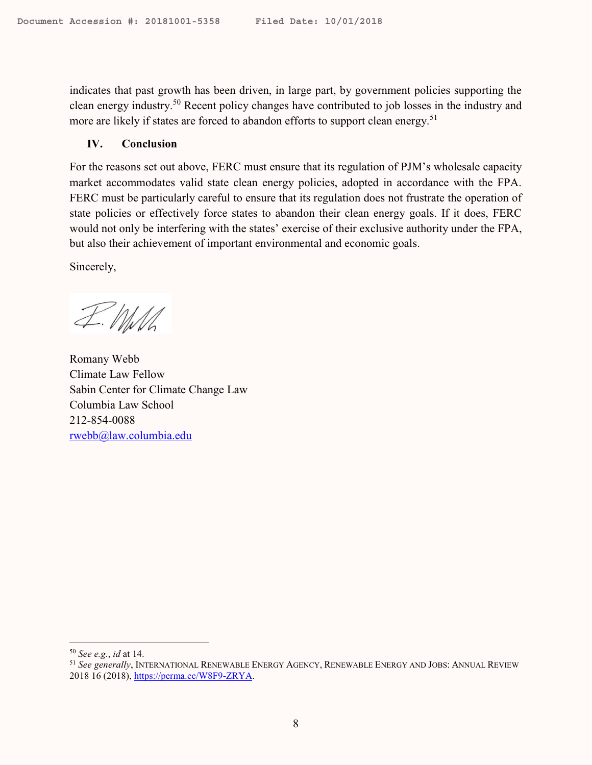indicates that past growth has been driven, in large part, by government policies supporting the clean energy industry.[50] Recent policy changes have contributed to job losses in the industry and more are likely if states are forced to abandon efforts to support clean energy.[51]

## IV. Conclusion

For the reasons set out above, FERC must ensure that its regulation of PJM's wholesale capacity market accommodates valid state clean energy policies, adopted in accordance with the FPA. FERC must be particularly careful to ensure that its regulation does not frustrate the operation of state policies or effectively force states to abandon their clean energy goals. If it does, FERC would not only be interfering with the states' exercise of their exclusive authority under the FPA, but also their achievement of important environmental and economic goals.

Sincerely,

Romany Webb
Climate Law Fellow
Sabin Center for Climate Change Law
Columbia Law School
212-854-0088
rwebb@law.columbia.edu

---

[50] *See e.g.*, *id* at 14.

[51] *See generally*, INTERNATIONAL RENEWABLE ENERGY AGENCY, RENEWABLE ENERGY AND JOBS: ANNUAL REVIEW 2018 16 (2018), https://perma.cc/W8F9-ZRYA.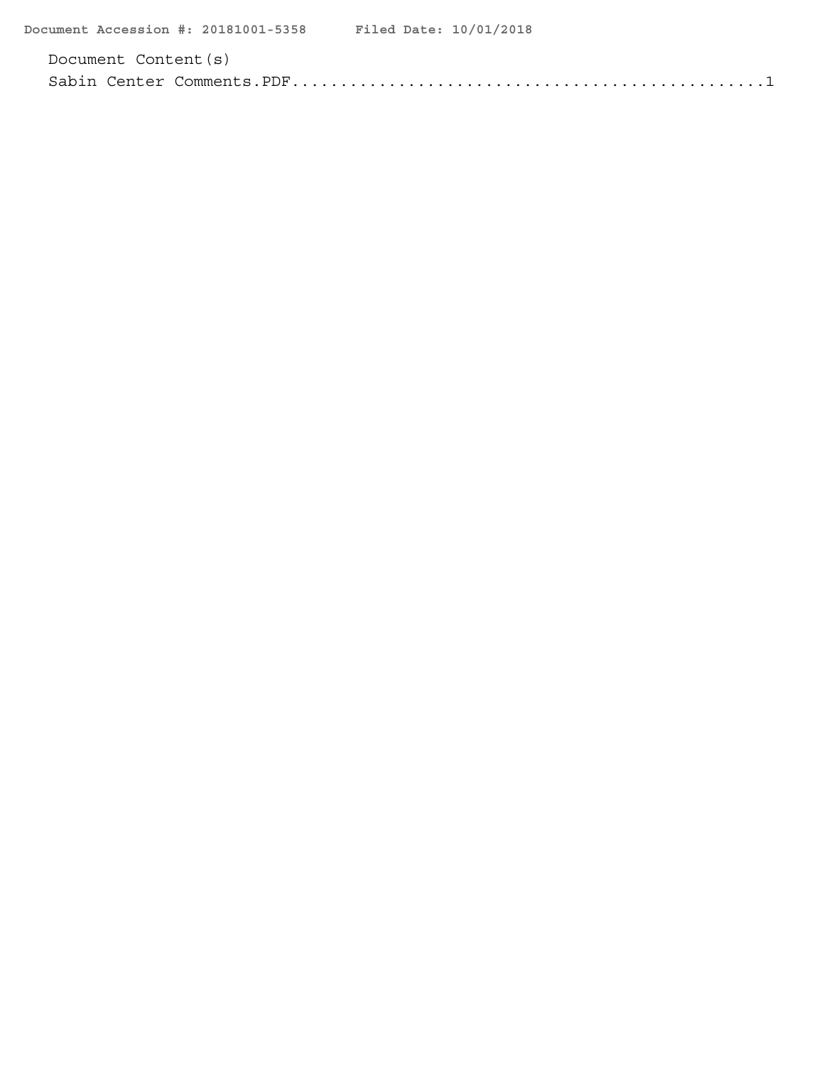Document Accession #: 20181001-5358      Filed Date: 10/01/2018

Document Content(s)

Sabin Center Comments.PDF.............................................1